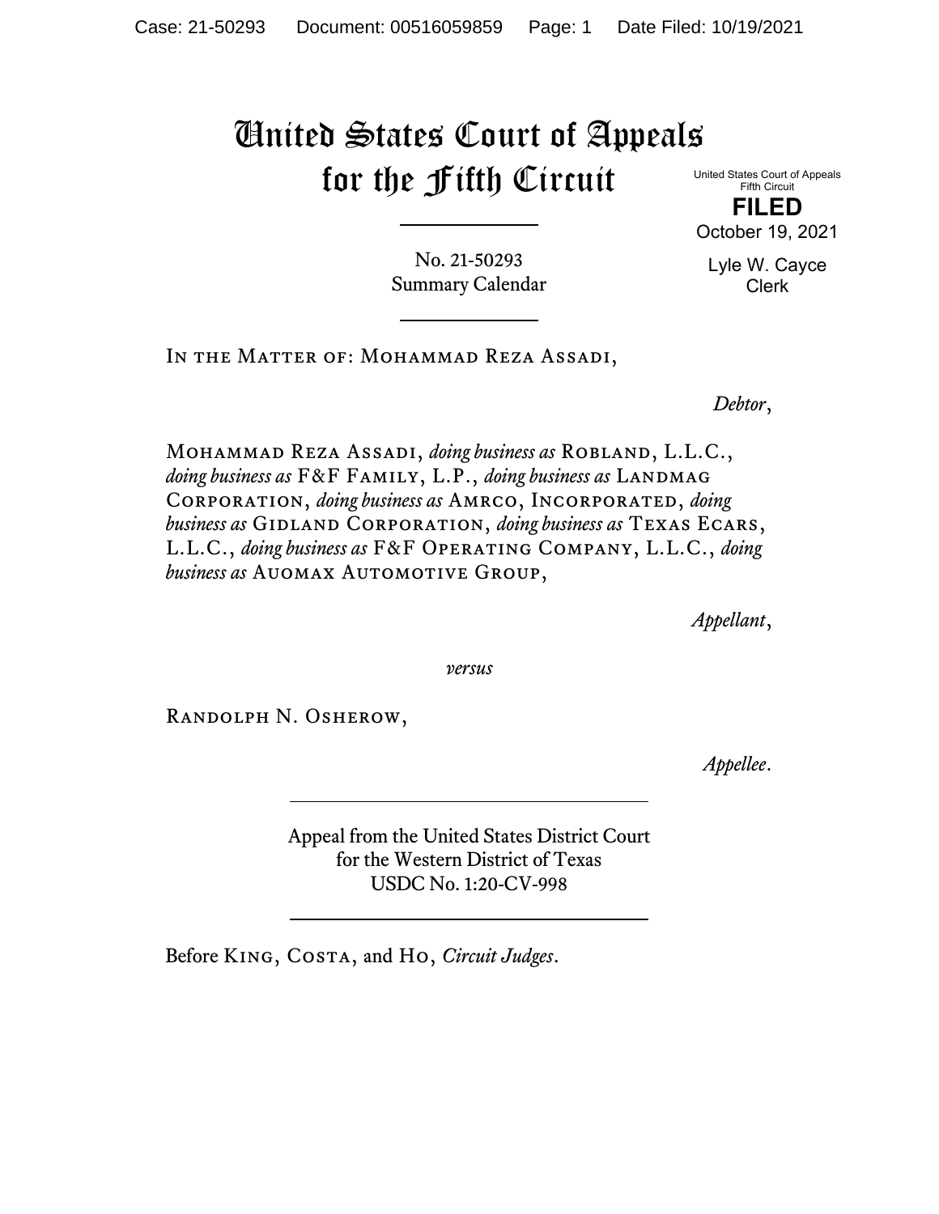# United States Court of Appeals for the Fifth Circuit

United States Court of Appeals
Fifth Circuit

**FILED**

October 19, 2021

Lyle W. Cayce
Clerk

No. 21-50293
Summary Calendar

In the Matter of: Mohammad Reza Assadi,

*Debtor*,

Mohammad Reza Assadi, *doing business as* Robland, L.L.C., *doing business as* F&F Family, L.P., *doing business as* Landmag Corporation, *doing business as* Amrco, Incorporated, *doing business as* Gidland Corporation, *doing business as* Texas Ecars, L.L.C., *doing business as* F&F Operating Company, L.L.C., *doing business as* Auomax Automotive Group,

*Appellant*,

*versus*

Randolph N. Osherow,

*Appellee*.

Appeal from the United States District Court
for the Western District of Texas
USDC No. 1:20-CV-998

Before King, Costa, and Ho, *Circuit Judges*.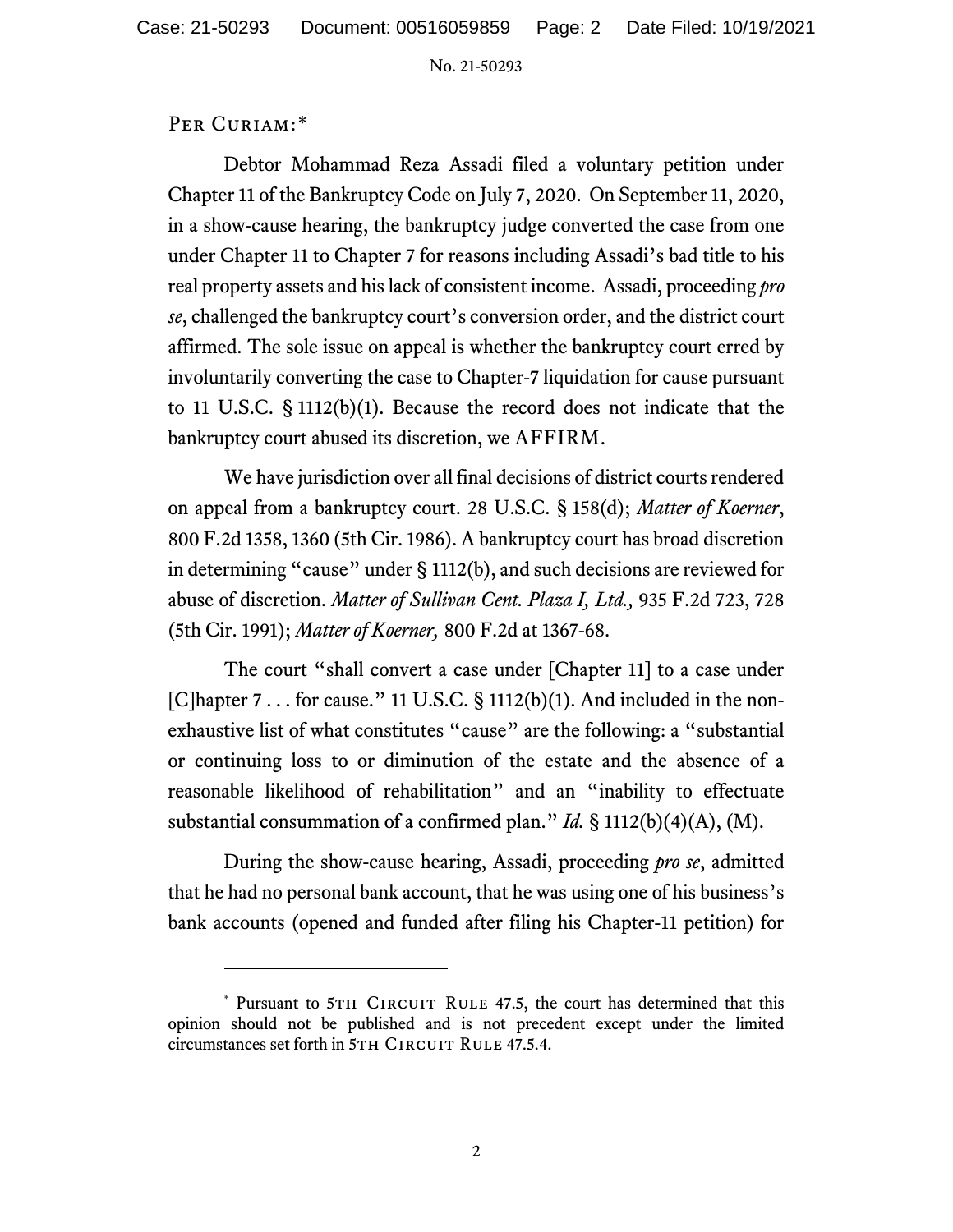Per Curiam:[*]

Debtor Mohammad Reza Assadi filed a voluntary petition under Chapter 11 of the Bankruptcy Code on July 7, 2020. On September 11, 2020, in a show-cause hearing, the bankruptcy judge converted the case from one under Chapter 11 to Chapter 7 for reasons including Assadi's bad title to his real property assets and his lack of consistent income. Assadi, proceeding *pro se*, challenged the bankruptcy court's conversion order, and the district court affirmed. The sole issue on appeal is whether the bankruptcy court erred by involuntarily converting the case to Chapter-7 liquidation for cause pursuant to 11 U.S.C. § 1112(b)(1). Because the record does not indicate that the bankruptcy court abused its discretion, we AFFIRM.

We have jurisdiction over all final decisions of district courts rendered on appeal from a bankruptcy court. 28 U.S.C. § 158(d); *Matter of Koerner*, 800 F.2d 1358, 1360 (5th Cir. 1986). A bankruptcy court has broad discretion in determining "cause" under § 1112(b), and such decisions are reviewed for abuse of discretion. *Matter of Sullivan Cent. Plaza I, Ltd.,* 935 F.2d 723, 728 (5th Cir. 1991); *Matter of Koerner,* 800 F.2d at 1367-68.

The court "shall convert a case under [Chapter 11] to a case under [C]hapter 7 . . . for cause." 11 U.S.C. § 1112(b)(1). And included in the non-exhaustive list of what constitutes "cause" are the following: a "substantial or continuing loss to or diminution of the estate and the absence of a reasonable likelihood of rehabilitation" and an "inability to effectuate substantial consummation of a confirmed plan." *Id.* § 1112(b)(4)(A), (M).

During the show-cause hearing, Assadi, proceeding *pro se*, admitted that he had no personal bank account, that he was using one of his business's bank accounts (opened and funded after filing his Chapter-11 petition) for

---

[*] Pursuant to 5th Circuit Rule 47.5, the court has determined that this opinion should not be published and is not precedent except under the limited circumstances set forth in 5th Circuit Rule 47.5.4.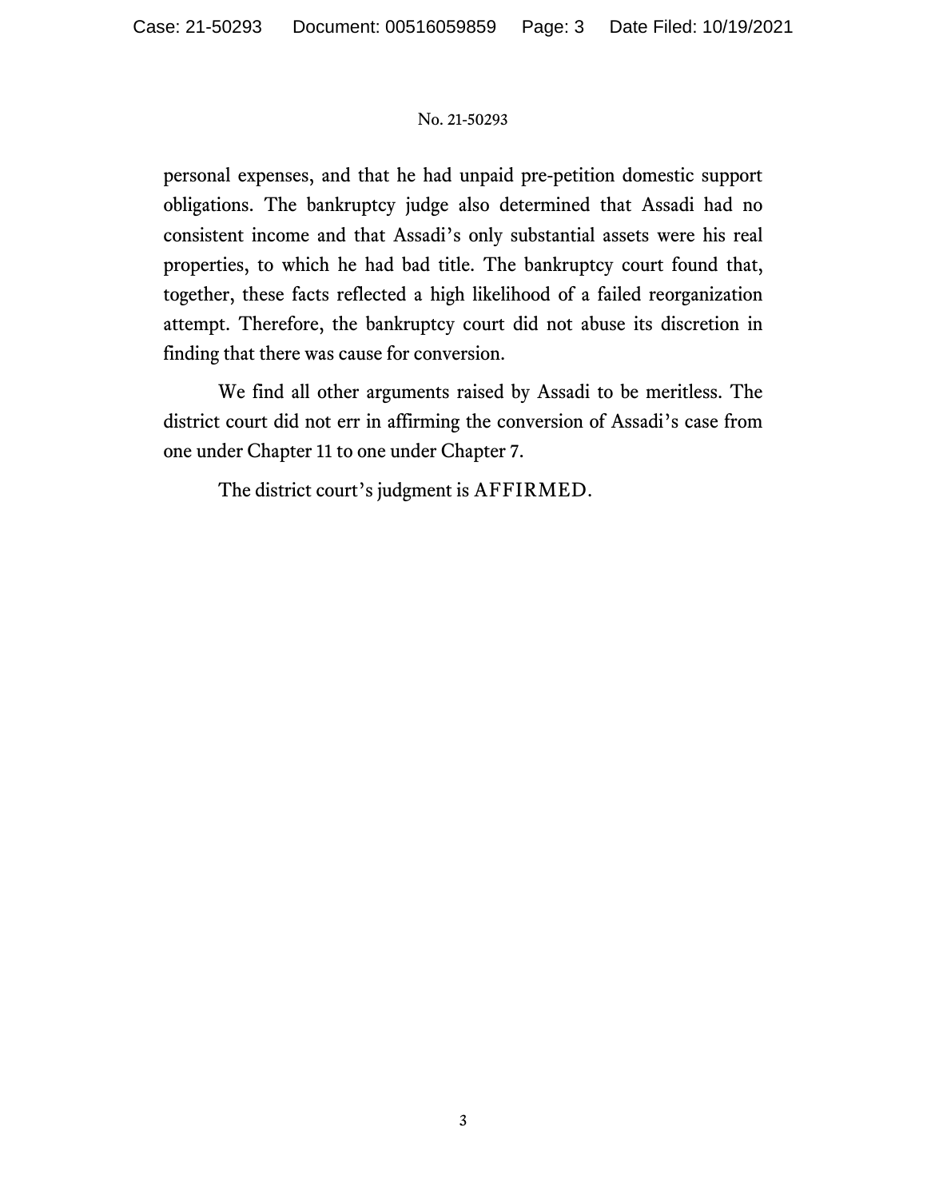personal expenses, and that he had unpaid pre-petition domestic support obligations. The bankruptcy judge also determined that Assadi had no consistent income and that Assadi's only substantial assets were his real properties, to which he had bad title. The bankruptcy court found that, together, these facts reflected a high likelihood of a failed reorganization attempt. Therefore, the bankruptcy court did not abuse its discretion in finding that there was cause for conversion.

We find all other arguments raised by Assadi to be meritless. The district court did not err in affirming the conversion of Assadi's case from one under Chapter 11 to one under Chapter 7.

The district court's judgment is AFFIRMED.